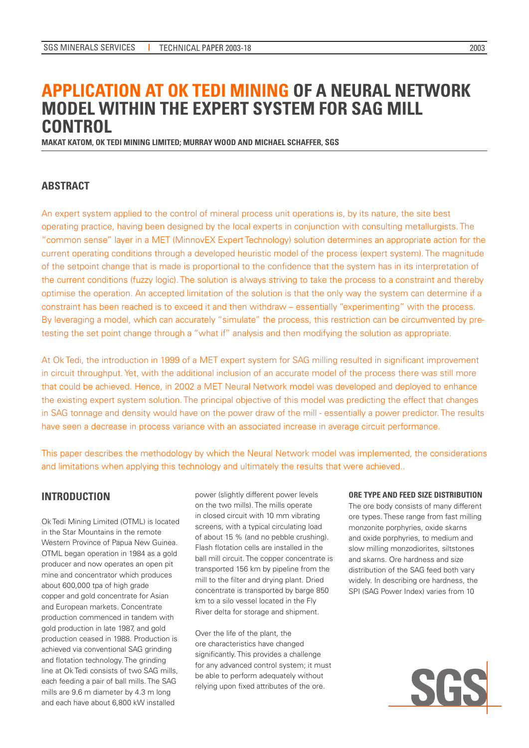# APPLICATION AT OK TEDI MINING OF A NEURAL NETWORK MODEL WITHIN THE EXPERT SYSTEM FOR SAG MILL CONTROL

**MAKAT KATOM, OK TEDI MINING LIMITED; MURRAY WOOD AND MICHAEL SCHAFFER, SGS**

## ABSTRACT

An expert system applied to the control of mineral process unit operations is, by its nature, the site best operating practice, having been designed by the local experts in conjunction with consulting metallurgists. The "common sense" layer in a MET (MinnovEX Expert Technology) solution determines an appropriate action for the current operating conditions through a developed heuristic model of the process (expert system). The magnitude of the setpoint change that is made is proportional to the confidence that the system has in its interpretation of the current conditions (fuzzy logic). The solution is always striving to take the process to a constraint and thereby optimise the operation. An accepted limitation of the solution is that the only way the system can determine if a constraint has been reached is to exceed it and then withdraw – essentially "experimenting" with the process. By leveraging a model, which can accurately "simulate" the process, this restriction can be circumvented by pre-testing the set point change through a "what if" analysis and then modifying the solution as appropriate.

At Ok Tedi, the introduction in 1999 of a MET expert system for SAG milling resulted in significant improvement in circuit throughput. Yet, with the additional inclusion of an accurate model of the process there was still more that could be achieved. Hence, in 2002 a MET Neural Network model was developed and deployed to enhance the existing expert system solution. The principal objective of this model was predicting the effect that changes in SAG tonnage and density would have on the power draw of the mill - essentially a power predictor. The results have seen a decrease in process variance with an associated increase in average circuit performance.

This paper describes the methodology by which the Neural Network model was implemented, the considerations and limitations when applying this technology and ultimately the results that were achieved..

## INTRODUCTION

Ok Tedi Mining Limited (OTML) is located in the Star Mountains in the remote Western Province of Papua New Guinea. OTML began operation in 1984 as a gold producer and now operates an open pit mine and concentrator which produces about 600,000 tpa of high grade copper and gold concentrate for Asian and European markets. Concentrate production commenced in tandem with gold production in late 1987, and gold production ceased in 1988. Production is achieved via conventional SAG grinding and flotation technology. The grinding line at Ok Tedi consists of two SAG mills, each feeding a pair of ball mills. The SAG mills are 9.6 m diameter by 4.3 m long and each have about 6,800 kW installed power (slightly different power levels on the two mills). The mills operate in closed circuit with 10 mm vibrating screens, with a typical circulating load of about 15 % (and no pebble crushing). Flash flotation cells are installed in the ball mill circuit. The copper concentrate is transported 156 km by pipeline from the mill to the filter and drying plant. Dried concentrate is transported by barge 850 km to a silo vessel located in the Fly River delta for storage and shipment.

Over the life of the plant, the ore characteristics have changed significantly. This provides a challenge for any advanced control system; it must be able to perform adequately without relying upon fixed attributes of the ore.

### ORE TYPE AND FEED SIZE DISTRIBUTION

The ore body consists of many different ore types. These range from fast milling monzonite porphyries, oxide skarns and oxide porphyries, to medium and slow milling monzodiorites, siltstones and skarns. Ore hardness and size distribution of the SAG feed both vary widely. In describing ore hardness, the SPI (SAG Power Index) varies from 10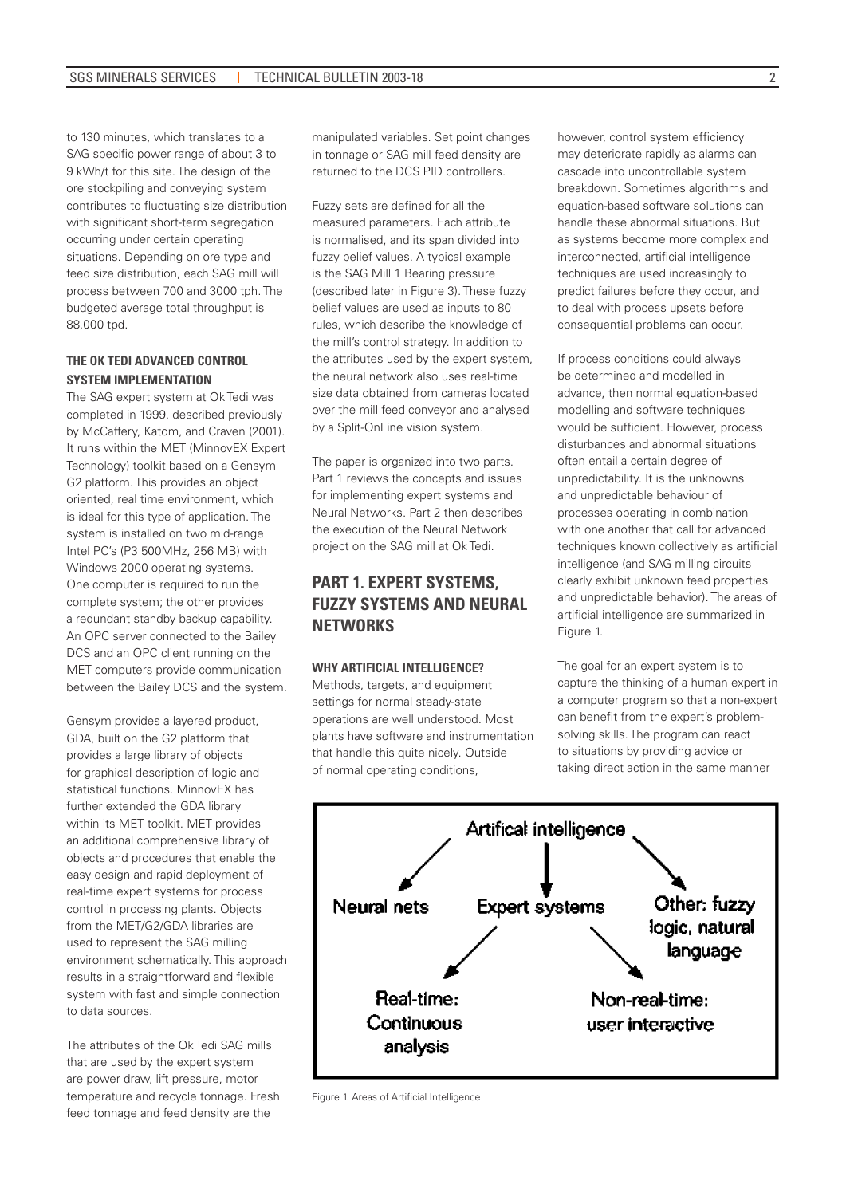to 130 minutes, which translates to a SAG specific power range of about 3 to 9 kWh/t for this site. The design of the ore stockpiling and conveying system contributes to fluctuating size distribution with significant short-term segregation occurring under certain operating situations. Depending on ore type and feed size distribution, each SAG mill will process between 700 and 3000 tph. The budgeted average total throughput is 88,000 tpd.

### THE OK TEDI ADVANCED CONTROL SYSTEM IMPLEMENTATION

The SAG expert system at Ok Tedi was completed in 1999, described previously by McCaffery, Katom, and Craven (2001). It runs within the MET (MinnovEX Expert Technology) toolkit based on a Gensym G2 platform. This provides an object oriented, real time environment, which is ideal for this type of application. The system is installed on two mid-range Intel PC's (P3 500MHz, 256 MB) with Windows 2000 operating systems. One computer is required to run the complete system; the other provides a redundant standby backup capability. An OPC server connected to the Bailey DCS and an OPC client running on the MET computers provide communication between the Bailey DCS and the system.

Gensym provides a layered product, GDA, built on the G2 platform that provides a large library of objects for graphical description of logic and statistical functions. MinnovEX has further extended the GDA library within its MET toolkit. MET provides an additional comprehensive library of objects and procedures that enable the easy design and rapid deployment of real-time expert systems for process control in processing plants. Objects from the MET/G2/GDA libraries are used to represent the SAG milling environment schematically. This approach results in a straightforward and flexible system with fast and simple connection to data sources.

The attributes of the Ok Tedi SAG mills that are used by the expert system are power draw, lift pressure, motor temperature and recycle tonnage. Fresh feed tonnage and feed density are the manipulated variables. Set point changes in tonnage or SAG mill feed density are returned to the DCS PID controllers.

Fuzzy sets are defined for all the measured parameters. Each attribute is normalised, and its span divided into fuzzy belief values. A typical example is the SAG Mill 1 Bearing pressure (described later in Figure 3). These fuzzy belief values are used as inputs to 80 rules, which describe the knowledge of the mill's control strategy. In addition to the attributes used by the expert system, the neural network also uses real-time size data obtained from cameras located over the mill feed conveyor and analysed by a Split-OnLine vision system.

The paper is organized into two parts. Part 1 reviews the concepts and issues for implementing expert systems and Neural Networks. Part 2 then describes the execution of the Neural Network project on the SAG mill at Ok Tedi.

## PART 1. EXPERT SYSTEMS, FUZZY SYSTEMS AND NEURAL NETWORKS

### WHY ARTIFICIAL INTELLIGENCE?

Methods, targets, and equipment settings for normal steady-state operations are well understood. Most plants have software and instrumentation that handle this quite nicely. Outside of normal operating conditions, however, control system efficiency may deteriorate rapidly as alarms can cascade into uncontrollable system breakdown. Sometimes algorithms and equation-based software solutions can handle these abnormal situations. But as systems become more complex and interconnected, artificial intelligence techniques are used increasingly to predict failures before they occur, and to deal with process upsets before consequential problems can occur.

If process conditions could always be determined and modelled in advance, then normal equation-based modelling and software techniques would be sufficient. However, process disturbances and abnormal situations often entail a certain degree of unpredictability. It is the unknowns and unpredictable behaviour of processes operating in combination with one another that call for advanced techniques known collectively as artificial intelligence (and SAG milling circuits clearly exhibit unknown feed properties and unpredictable behavior). The areas of artificial intelligence are summarized in Figure 1.

The goal for an expert system is to capture the thinking of a human expert in a computer program so that a non-expert can benefit from the expert's problem-solving skills. The program can react to situations by providing advice or taking direct action in the same manner

Artifical intelligence → Neural nets; Expert systems; Other: fuzzy logic, natural language
Expert systems → Real-time: Continuous analysis; Non-real-time: user interactive

Figure 1. Areas of Artificial Intelligence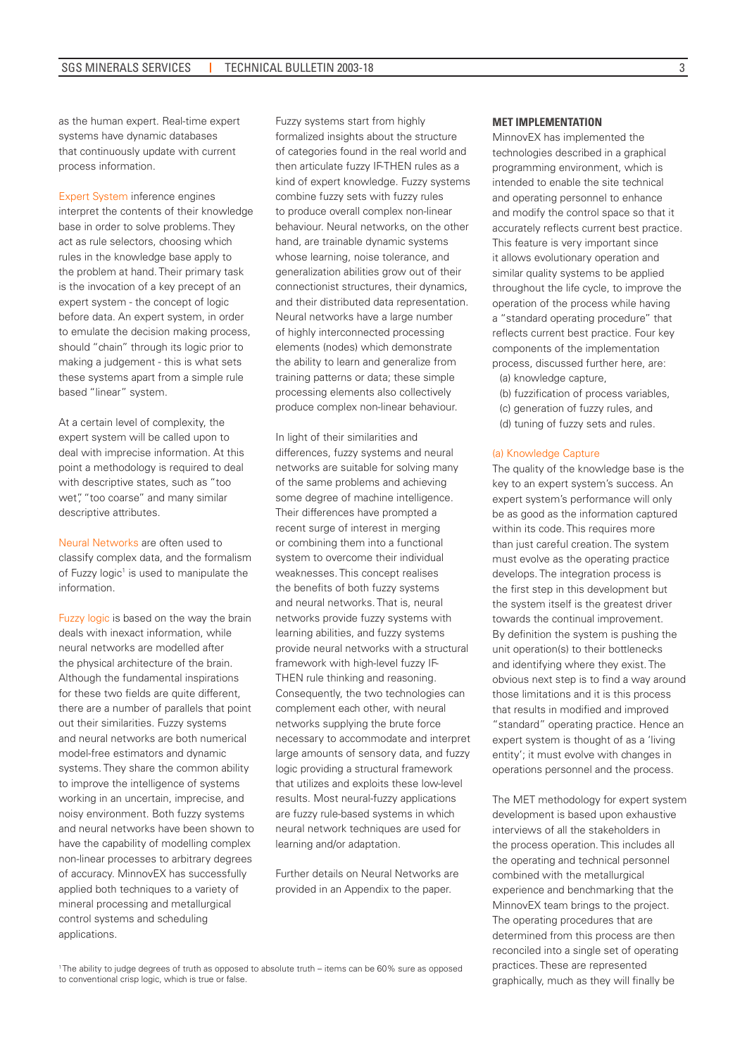as the human expert. Real-time expert systems have dynamic databases that continuously update with current process information.

Expert System inference engines interpret the contents of their knowledge base in order to solve problems. They act as rule selectors, choosing which rules in the knowledge base apply to the problem at hand. Their primary task is the invocation of a key precept of an expert system - the concept of logic before data. An expert system, in order to emulate the decision making process, should "chain" through its logic prior to making a judgement - this is what sets these systems apart from a simple rule based "linear" system.

At a certain level of complexity, the expert system will be called upon to deal with imprecise information. At this point a methodology is required to deal with descriptive states, such as "too wet", "too coarse" and many similar descriptive attributes.

Neural Networks are often used to classify complex data, and the formalism of Fuzzy logic[1] is used to manipulate the information.

Fuzzy logic is based on the way the brain deals with inexact information, while neural networks are modelled after the physical architecture of the brain. Although the fundamental inspirations for these two fields are quite different, there are a number of parallels that point out their similarities. Fuzzy systems and neural networks are both numerical model-free estimators and dynamic systems. They share the common ability to improve the intelligence of systems working in an uncertain, imprecise, and noisy environment. Both fuzzy systems and neural networks have been shown to have the capability of modelling complex non-linear processes to arbitrary degrees of accuracy. MinnovEX has successfully applied both techniques to a variety of mineral processing and metallurgical control systems and scheduling applications.

Fuzzy systems start from highly formalized insights about the structure of categories found in the real world and then articulate fuzzy IF-THEN rules as a kind of expert knowledge. Fuzzy systems combine fuzzy sets with fuzzy rules to produce overall complex non-linear behaviour. Neural networks, on the other hand, are trainable dynamic systems whose learning, noise tolerance, and generalization abilities grow out of their connectionist structures, their dynamics, and their distributed data representation. Neural networks have a large number of highly interconnected processing elements (nodes) which demonstrate the ability to learn and generalize from training patterns or data; these simple processing elements also collectively produce complex non-linear behaviour.

In light of their similarities and differences, fuzzy systems and neural networks are suitable for solving many of the same problems and achieving some degree of machine intelligence. Their differences have prompted a recent surge of interest in merging or combining them into a functional system to overcome their individual weaknesses. This concept realises the benefits of both fuzzy systems and neural networks. That is, neural networks provide fuzzy systems with learning abilities, and fuzzy systems provide neural networks with a structural framework with high-level fuzzy IF-THEN rule thinking and reasoning. Consequently, the two technologies can complement each other, with neural networks supplying the brute force necessary to accommodate and interpret large amounts of sensory data, and fuzzy logic providing a structural framework that utilizes and exploits these low-level results. Most neural-fuzzy applications are fuzzy rule-based systems in which neural network techniques are used for learning and/or adaptation.

Further details on Neural Networks are provided in an Appendix to the paper.

## MET IMPLEMENTATION

MinnovEX has implemented the technologies described in a graphical programming environment, which is intended to enable the site technical and operating personnel to enhance and modify the control space so that it accurately reflects current best practice. This feature is very important since it allows evolutionary operation and similar quality systems to be applied throughout the life cycle, to improve the operation of the process while having a "standard operating procedure" that reflects current best practice. Four key components of the implementation process, discussed further here, are:

(a) knowledge capture,
(b) fuzzification of process variables,
(c) generation of fuzzy rules, and
(d) tuning of fuzzy sets and rules.

### (a) Knowledge Capture

The quality of the knowledge base is the key to an expert system's success. An expert system's performance will only be as good as the information captured within its code. This requires more than just careful creation. The system must evolve as the operating practice develops. The integration process is the first step in this development but the system itself is the greatest driver towards the continual improvement. By definition the system is pushing the unit operation(s) to their bottlenecks and identifying where they exist. The obvious next step is to find a way around those limitations and it is this process that results in modified and improved "standard" operating practice. Hence an expert system is thought of as a 'living entity'; it must evolve with changes in operations personnel and the process.

The MET methodology for expert system development is based upon exhaustive interviews of all the stakeholders in the process operation. This includes all the operating and technical personnel combined with the metallurgical experience and benchmarking that the MinnovEX team brings to the project. The operating procedures that are determined from this process are then reconciled into a single set of operating practices. These are represented graphically, much as they will finally be

[1] The ability to judge degrees of truth as opposed to absolute truth – items can be 60% sure as opposed to conventional crisp logic, which is true or false.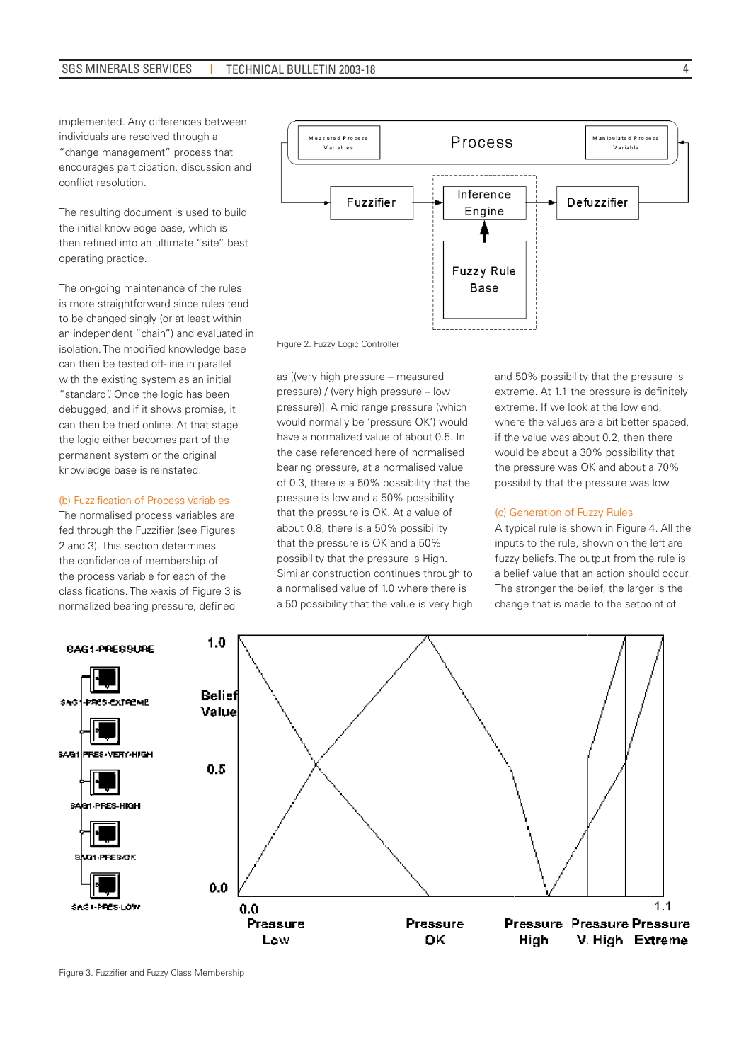implemented. Any differences between individuals are resolved through a "change management" process that encourages participation, discussion and conflict resolution.

The resulting document is used to build the initial knowledge base, which is then refined into an ultimate "site" best operating practice.

The on-going maintenance of the rules is more straightforward since rules tend to be changed singly (or at least within an independent "chain") and evaluated in isolation. The modified knowledge base can then be tested off-line in parallel with the existing system as an initial "standard". Once the logic has been debugged, and if it shows promise, it can then be tried online. At that stage the logic either becomes part of the permanent system or the original knowledge base is reinstated.

Figure 2. Fuzzy Logic Controller

### (b) Fuzzification of Process Variables

The normalised process variables are fed through the Fuzzifier (see Figures 2 and 3). This section determines the confidence of membership of the process variable for each of the classifications. The x-axis of Figure 3 is normalized bearing pressure, defined as [(very high pressure – measured pressure) / (very high pressure – low pressure)]. A mid range pressure (which would normally be 'pressure OK') would have a normalized value of about 0.5. In the case referenced here of normalised bearing pressure, at a normalised value of 0.3, there is a 50% possibility that the pressure is low and a 50% possibility that the pressure is OK. At a value of about 0.8, there is a 50% possibility that the pressure is OK and a 50% possibility that the pressure is High. Similar construction continues through to a normalised value of 1.0 where there is a 50 possibility that the value is very high and 50% possibility that the pressure is extreme. At 1.1 the pressure is definitely extreme. If we look at the low end, where the values are a bit better spaced, if the value was about 0.2, then there would be about a 30% possibility that the pressure was OK and about a 70% possibility that the pressure was low.

### (c) Generation of Fuzzy Rules

A typical rule is shown in Figure 4. All the inputs to the rule, shown on the left are fuzzy beliefs. The output from the rule is a belief value that an action should occur. The stronger the belief, the larger is the change that is made to the setpoint of

Figure 3. Fuzzifier and Fuzzy Class Membership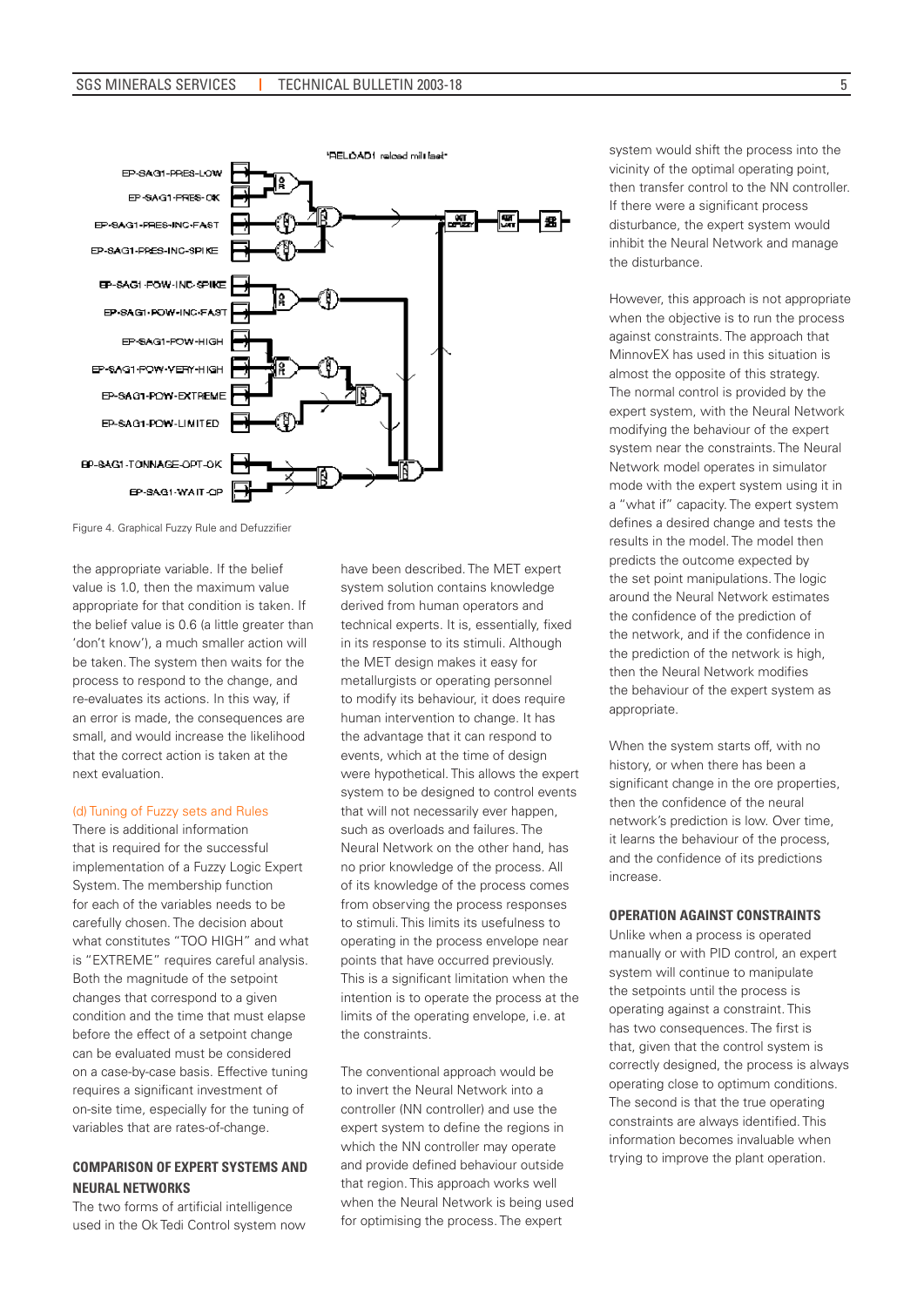Figure 4. Graphical Fuzzy Rule and Defuzzifier

the appropriate variable. If the belief value is 1.0, then the maximum value appropriate for that condition is taken. If the belief value is 0.6 (a little greater than 'don't know'), a much smaller action will be taken. The system then waits for the process to respond to the change, and re-evaluates its actions. In this way, if an error is made, the consequences are small, and would increase the likelihood that the correct action is taken at the next evaluation.

(d) Tuning of Fuzzy sets and Rules

There is additional information that is required for the successful implementation of a Fuzzy Logic Expert System. The membership function for each of the variables needs to be carefully chosen. The decision about what constitutes "TOO HIGH" and what is "EXTREME" requires careful analysis. Both the magnitude of the setpoint changes that correspond to a given condition and the time that must elapse before the effect of a setpoint change can be evaluated must be considered on a case-by-case basis. Effective tuning requires a significant investment of on-site time, especially for the tuning of variables that are rates-of-change.

## COMPARISON OF EXPERT SYSTEMS AND NEURAL NETWORKS

The two forms of artificial intelligence used in the Ok Tedi Control system now have been described. The MET expert system solution contains knowledge derived from human operators and technical experts. It is, essentially, fixed in its response to its stimuli. Although the MET design makes it easy for metallurgists or operating personnel to modify its behaviour, it does require human intervention to change. It has the advantage that it can respond to events, which at the time of design were hypothetical. This allows the expert system to be designed to control events that will not necessarily ever happen, such as overloads and failures. The Neural Network on the other hand, has no prior knowledge of the process. All of its knowledge of the process comes from observing the process responses to stimuli. This limits its usefulness to operating in the process envelope near points that have occurred previously. This is a significant limitation when the intention is to operate the process at the limits of the operating envelope, i.e. at the constraints.

The conventional approach would be to invert the Neural Network into a controller (NN controller) and use the expert system to define the regions in which the NN controller may operate and provide defined behaviour outside that region. This approach works well when the Neural Network is being used for optimising the process. The expert system would shift the process into the vicinity of the optimal operating point, then transfer control to the NN controller. If there were a significant process disturbance, the expert system would inhibit the Neural Network and manage the disturbance.

However, this approach is not appropriate when the objective is to run the process against constraints. The approach that MinnovEX has used in this situation is almost the opposite of this strategy. The normal control is provided by the expert system, with the Neural Network modifying the behaviour of the expert system near the constraints. The Neural Network model operates in simulator mode with the expert system using it in a "what if" capacity. The expert system defines a desired change and tests the results in the model. The model then predicts the outcome expected by the set point manipulations. The logic around the Neural Network estimates the confidence of the prediction of the network, and if the confidence in the prediction of the network is high, then the Neural Network modifies the behaviour of the expert system as appropriate.

When the system starts off, with no history, or when there has been a significant change in the ore properties, then the confidence of the neural network's prediction is low. Over time, it learns the behaviour of the process, and the confidence of its predictions increase.

## OPERATION AGAINST CONSTRAINTS

Unlike when a process is operated manually or with PID control, an expert system will continue to manipulate the setpoints until the process is operating against a constraint. This has two consequences. The first is that, given that the control system is correctly designed, the process is always operating close to optimum conditions. The second is that the true operating constraints are always identified. This information becomes invaluable when trying to improve the plant operation.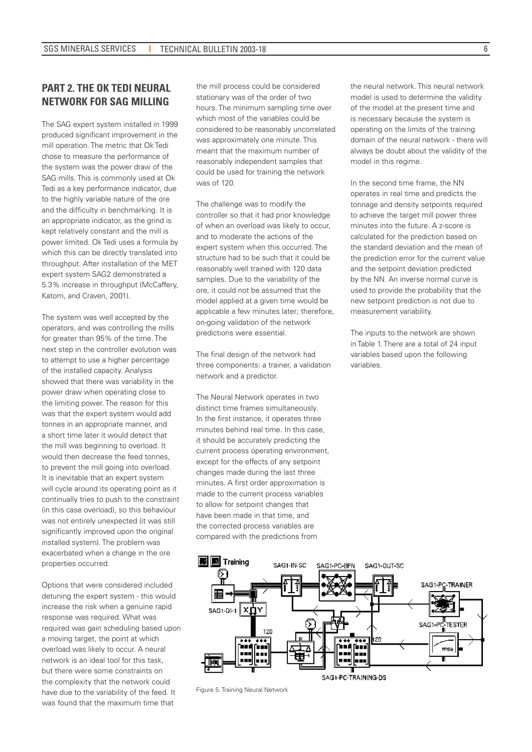## PART 2. THE OK TEDI NEURAL NETWORK FOR SAG MILLING

The SAG expert system installed in 1999 produced significant improvement in the mill operation. The metric that Ok Tedi chose to measure the performance of the system was the power draw of the SAG mills. This is commonly used at Ok Tedi as a key performance indicator, due to the highly variable nature of the ore and the difficulty in benchmarking. It is an appropriate indicator, as the grind is kept relatively constant and the mill is power limited. Ok Tedi uses a formula by which this can be directly translated into throughput. After installation of the MET expert system SAG2 demonstrated a 5.3% increase in throughput (McCaffery, Katom, and Craven, 2001).

The system was well accepted by the operators, and was controlling the mills for greater than 95% of the time. The next step in the controller evolution was to attempt to use a higher percentage of the installed capacity. Analysis showed that there was variability in the power draw when operating close to the limiting power. The reason for this was that the expert system would add tonnes in an appropriate manner, and a short time later it would detect that the mill was beginning to overload. It would then decrease the feed tonnes, to prevent the mill going into overload. It is inevitable that an expert system will cycle around its operating point as it continually tries to push to the constraint (in this case overload), so this behaviour was not entirely unexpected (it was still significantly improved upon the original installed system). The problem was exacerbated when a change in the ore properties occurred.

Options that were considered included detuning the expert system - this would increase the risk when a genuine rapid response was required. What was required was gain scheduling based upon a moving target, the point at which overload was likely to occur. A neural network is an ideal tool for this task, but there were some constraints on the complexity that the network could have due to the variability of the feed. It was found that the maximum time that the mill process could be considered stationary was of the order of two hours. The minimum sampling time over which most of the variables could be considered to be reasonably uncorrelated was approximately one minute. This meant that the maximum number of reasonably independent samples that could be used for training the network was of 120.

The challenge was to modify the controller so that it had prior knowledge of when an overload was likely to occur, and to moderate the actions of the expert system when this occurred. The structure had to be such that it could be reasonably well trained with 120 data samples. Due to the variability of the ore, it could not be assumed that the model applied at a given time would be applicable a few minutes later; therefore, on-going validation of the network predictions were essential.

The final design of the network had three components: a trainer, a validation network and a predictor.

The Neural Network operates in two distinct time frames simultaneously. In the first instance, it operates three minutes behind real time. In this case, it should be accurately predicting the current process operating environment, except for the effects of any setpoint changes made during the last three minutes. A first order approximation is made to the current process variables to allow for setpoint changes that have been made in that time, and the corrected process variables are compared with the predictions from the neural network. This neural network model is used to determine the validity of the model at the present time and is necessary because the system is operating on the limits of the training domain of the neural network - there will always be doubt about the validity of the model in this regime.

In the second time frame, the NN operates in real time and predicts the tonnage and density setpoints required to achieve the target mill power three minutes into the future. A z-score is calculated for the prediction based on the standard deviation and the mean of the prediction error for the current value and the setpoint deviation predicted by the NN. An inverse normal curve is used to provide the probability that the new setpoint prediction is not due to measurement variability.

The inputs to the network are shown in Table 1. There are a total of 24 input variables based upon the following variables.

Figure 5. Training Neural Network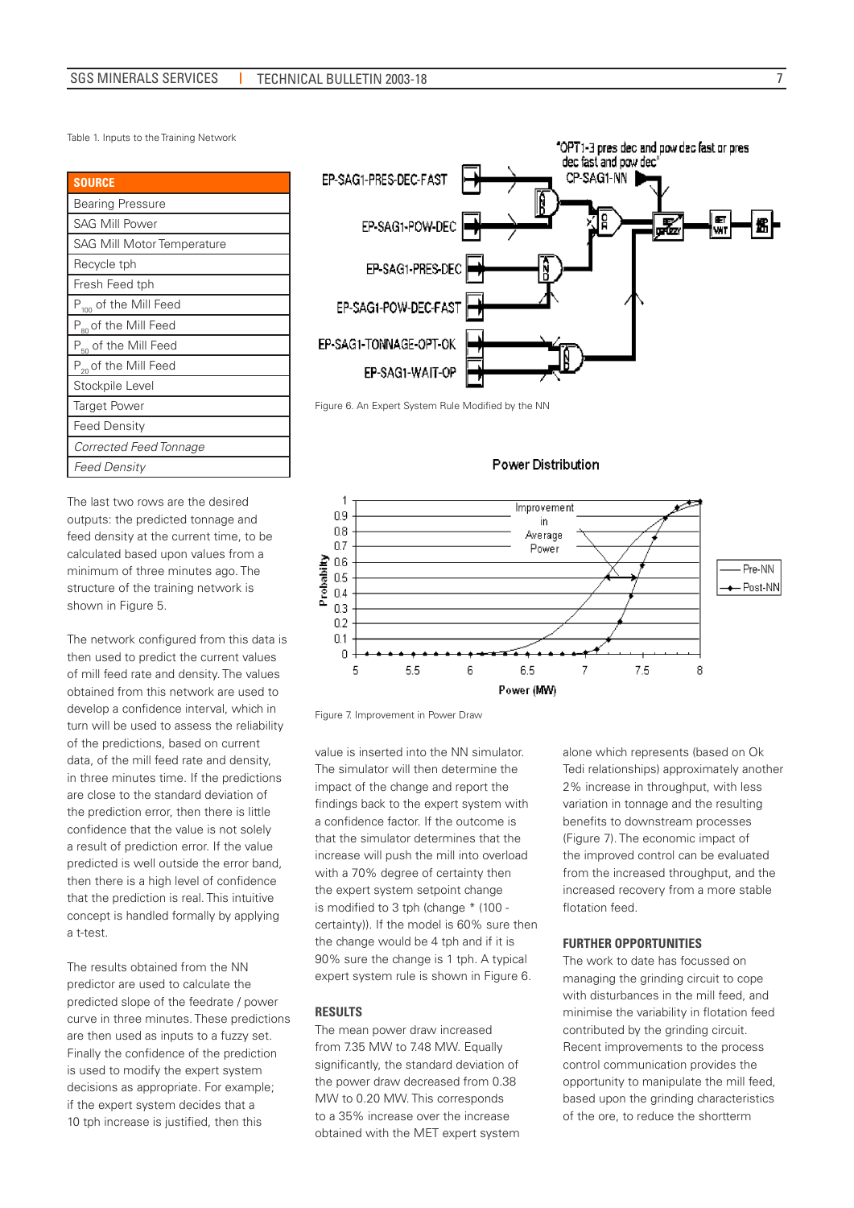Table 1. Inputs to the Training Network

| SOURCE |
|---|
| Bearing Pressure |
| SAG Mill Power |
| SAG Mill Motor Temperature |
| Recycle tph |
| Fresh Feed tph |
| $P_{100}$ of the Mill Feed |
| $P_{80}$ of the Mill Feed |
| $P_{50}$ of the Mill Feed |
| $P_{20}$ of the Mill Feed |
| Stockpile Level |
| Target Power |
| Feed Density |
| *Corrected Feed Tonnage* |
| *Feed Density* |

The last two rows are the desired outputs: the predicted tonnage and feed density at the current time, to be calculated based upon values from a minimum of three minutes ago. The structure of the training network is shown in Figure 5.

The network configured from this data is then used to predict the current values of mill feed rate and density. The values obtained from this network are used to develop a confidence interval, which in turn will be used to assess the reliability of the predictions, based on current data, of the mill feed rate and density, in three minutes time. If the predictions are close to the standard deviation of the prediction error, then there is little confidence that the value is not solely a result of prediction error. If the value predicted is well outside the error band, then there is a high level of confidence that the prediction is real. This intuitive concept is handled formally by applying a t-test.

The results obtained from the NN predictor are used to calculate the predicted slope of the feedrate / power curve in three minutes. These predictions are then used as inputs to a fuzzy set. Finally the confidence of the prediction is used to modify the expert system decisions as appropriate. For example; if the expert system decides that a 10 tph increase is justified, then this value is inserted into the NN simulator. The simulator will then determine the impact of the change and report the findings back to the expert system with a confidence factor. If the outcome is that the simulator determines that the increase will push the mill into overload with a 70% degree of certainty then the expert system setpoint change is modified to 3 tph (change * (100 - certainty)). If the model is 60% sure then the change would be 4 tph and if it is 90% sure the change is 1 tph. A typical expert system rule is shown in Figure 6.

Figure 6. An Expert System Rule Modified by the NN

Figure 7. Improvement in Power Draw

## RESULTS

The mean power draw increased from 7.35 MW to 7.48 MW. Equally significantly, the standard deviation of the power draw decreased from 0.38 MW to 0.20 MW. This corresponds to a 35% increase over the increase obtained with the MET expert system alone which represents (based on Ok Tedi relationships) approximately another 2% increase in throughput, with less variation in tonnage and the resulting benefits to downstream processes (Figure 7). The economic impact of the improved control can be evaluated from the increased throughput, and the increased recovery from a more stable flotation feed.

## FURTHER OPPORTUNITIES

The work to date has focussed on managing the grinding circuit to cope with disturbances in the mill feed, and minimise the variability in flotation feed contributed by the grinding circuit. Recent improvements to the process control communication provides the opportunity to manipulate the mill feed, based upon the grinding characteristics of the ore, to reduce the shortterm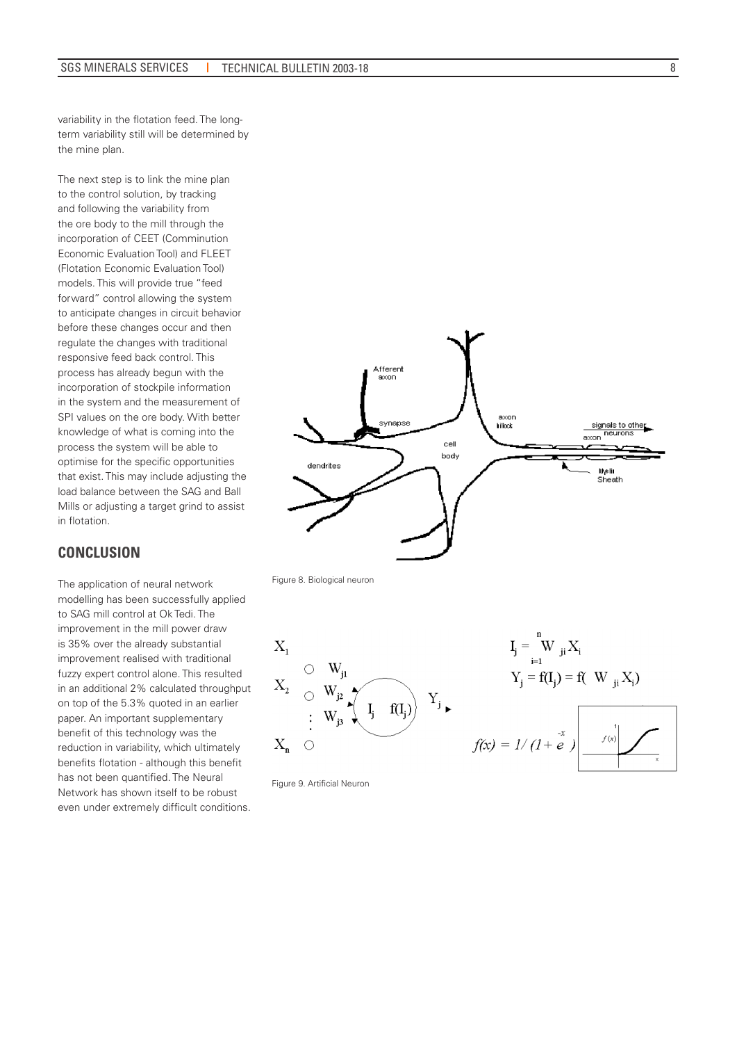variability in the flotation feed. The long-term variability still will be determined by the mine plan.

The next step is to link the mine plan to the control solution, by tracking and following the variability from the ore body to the mill through the incorporation of CEET (Comminution Economic Evaluation Tool) and FLEET (Flotation Economic Evaluation Tool) models. This will provide true "feed forward" control allowing the system to anticipate changes in circuit behavior before these changes occur and then regulate the changes with traditional responsive feed back control. This process has already begun with the incorporation of stockpile information in the system and the measurement of SPI values on the ore body. With better knowledge of what is coming into the process the system will be able to optimise for the specific opportunities that exist. This may include adjusting the load balance between the SAG and Ball Mills or adjusting a target grind to assist in flotation.

## CONCLUSION

The application of neural network modelling has been successfully applied to SAG mill control at Ok Tedi. The improvement in the mill power draw is 35% over the already substantial improvement realised with traditional fuzzy expert control alone. This resulted in an additional 2% calculated throughput on top of the 5.3% quoted in an earlier paper. An important supplementary benefit of this technology was the reduction in variability, which ultimately benefits flotation - although this benefit has not been quantified. The Neural Network has shown itself to be robust even under extremely difficult conditions.

Figure 8. Biological neuron

$$I_j = \sum_{i=1}^{n} W_{ji} X_i$$

$$Y_j = f(I_j) = f(\sum W_{ji} X_i)$$

$$f(x) = 1/(1+e^{-x})$$

Figure 9. Artificial Neuron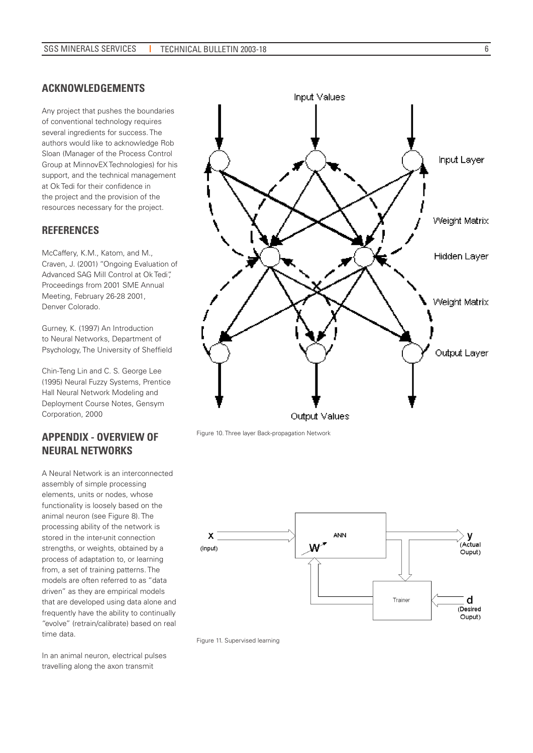## ACKNOWLEDGEMENTS

Any project that pushes the boundaries of conventional technology requires several ingredients for success. The authors would like to acknowledge Rob Sloan (Manager of the Process Control Group at MinnovEX Technologies) for his support, and the technical management at Ok Tedi for their confidence in the project and the provision of the resources necessary for the project.

## REFERENCES

McCaffery, K.M., Katom, and M., Craven, J. (2001) "Ongoing Evaluation of Advanced SAG Mill Control at Ok Tedi", Proceedings from 2001 SME Annual Meeting, February 26-28 2001, Denver Colorado.

Gurney, K. (1997) An Introduction to Neural Networks, Department of Psychology, The University of Sheffield

Chin-Teng Lin and C. S. George Lee (1995) Neural Fuzzy Systems, Prentice Hall Neural Network Modeling and Deployment Course Notes, Gensym Corporation, 2000

## APPENDIX - OVERVIEW OF NEURAL NETWORKS

A Neural Network is an interconnected assembly of simple processing elements, units or nodes, whose functionality is loosely based on the animal neuron (see Figure 8). The processing ability of the network is stored in the inter-unit connection strengths, or weights, obtained by a process of adaptation to, or learning from, a set of training patterns. The models are often referred to as "data driven" as they are empirical models that are developed using data alone and frequently have the ability to continually "evolve" (retrain/calibrate) based on real time data.

In an animal neuron, electrical pulses travelling along the axon transmit

Figure 10. Three layer Back-propagation Network

Figure 11. Supervised learning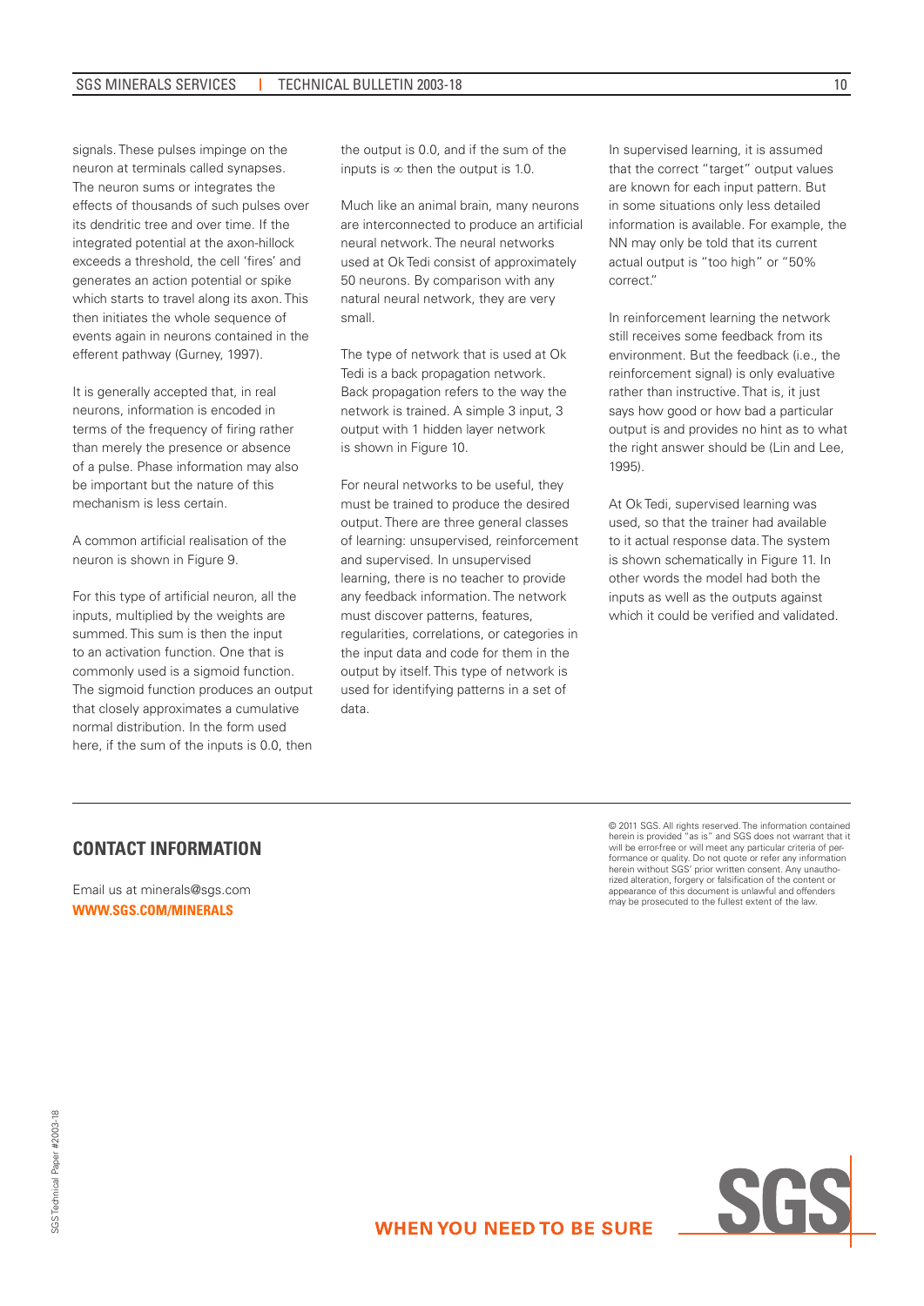signals. These pulses impinge on the neuron at terminals called synapses. The neuron sums or integrates the effects of thousands of such pulses over its dendritic tree and over time. If the integrated potential at the axon-hillock exceeds a threshold, the cell 'fires' and generates an action potential or spike which starts to travel along its axon. This then initiates the whole sequence of events again in neurons contained in the efferent pathway (Gurney, 1997).

It is generally accepted that, in real neurons, information is encoded in terms of the frequency of firing rather than merely the presence or absence of a pulse. Phase information may also be important but the nature of this mechanism is less certain.

A common artificial realisation of the neuron is shown in Figure 9.

For this type of artificial neuron, all the inputs, multiplied by the weights are summed. This sum is then the input to an activation function. One that is commonly used is a sigmoid function. The sigmoid function produces an output that closely approximates a cumulative normal distribution. In the form used here, if the sum of the inputs is 0.0, then the output is 0.0, and if the sum of the inputs is $\infty$ then the output is 1.0.

Much like an animal brain, many neurons are interconnected to produce an artificial neural network. The neural networks used at Ok Tedi consist of approximately 50 neurons. By comparison with any natural neural network, they are very small.

The type of network that is used at Ok Tedi is a back propagation network. Back propagation refers to the way the network is trained. A simple 3 input, 3 output with 1 hidden layer network is shown in Figure 10.

For neural networks to be useful, they must be trained to produce the desired output. There are three general classes of learning: unsupervised, reinforcement and supervised. In unsupervised learning, there is no teacher to provide any feedback information. The network must discover patterns, features, regularities, correlations, or categories in the input data and code for them in the output by itself. This type of network is used for identifying patterns in a set of data.

In supervised learning, it is assumed that the correct "target" output values are known for each input pattern. But in some situations only less detailed information is available. For example, the NN may only be told that its current actual output is "too high" or "50% correct."

In reinforcement learning the network still receives some feedback from its environment. But the feedback (i.e., the reinforcement signal) is only evaluative rather than instructive. That is, it just says how good or how bad a particular output is and provides no hint as to what the right answer should be (Lin and Lee, 1995).

At Ok Tedi, supervised learning was used, so that the trainer had available to it actual response data. The system is shown schematically in Figure 11. In other words the model had both the inputs as well as the outputs against which it could be verified and validated.

## CONTACT INFORMATION

Email us at minerals@sgs.com

**WWW.SGS.COM/MINERALS**

© 2011 SGS. All rights reserved. The information contained herein is provided "as is" and SGS does not warrant that it will be error-free or will meet any particular criteria of performance or quality. Do not quote or refer any information herein without SGS' prior written consent. Any unauthorized alteration, forgery or falsification of the content or appearance of this document is unlawful and offenders may be prosecuted to the fullest extent of the law.

**WHEN YOU NEED TO BE SURE**